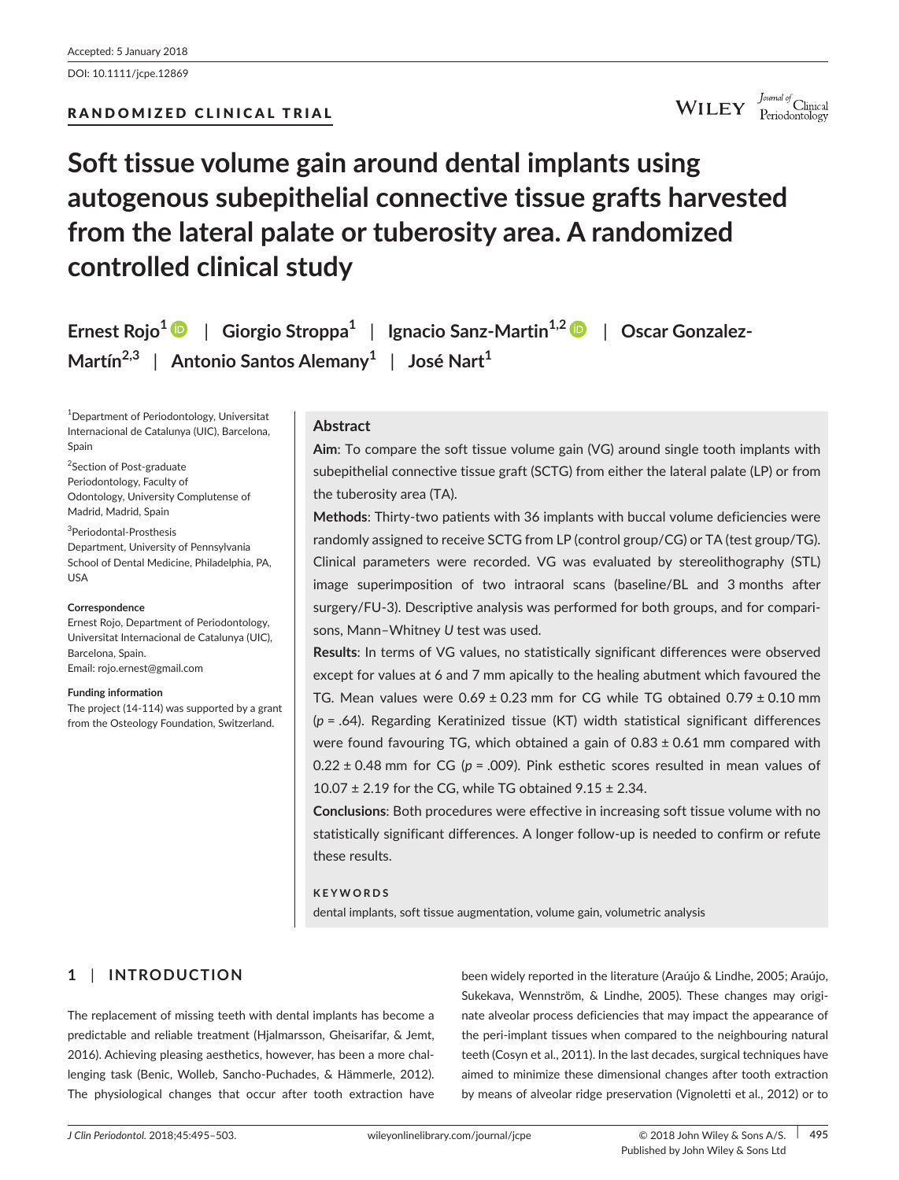Accepted: 5 January 2018

DOI: 10.1111/jcpe.12869

RANDOMIZED CLINICAL TRIAL

# Soft tissue volume gain around dental implants using autogenous subepithelial connective tissue grafts harvested from the lateral palate or tuberosity area. A randomized controlled clinical study

**Ernest Rojo[1] | Giorgio Stroppa[1] | Ignacio Sanz-Martin[1,2] | Oscar Gonzalez-Martín[2,3] | Antonio Santos Alemany[1] | José Nart[1]**

[1]Department of Periodontology, Universitat Internacional de Catalunya (UIC), Barcelona, Spain

[2]Section of Post-graduate Periodontology, Faculty of Odontology, University Complutense of Madrid, Madrid, Spain

[3]Periodontal-Prosthesis Department, University of Pennsylvania School of Dental Medicine, Philadelphia, PA, USA

**Correspondence**
Ernest Rojo, Department of Periodontology, Universitat Internacional de Catalunya (UIC), Barcelona, Spain.
Email: rojo.ernest@gmail.com

**Funding information**
The project (14-114) was supported by a grant from the Osteology Foundation, Switzerland.

## Abstract

**Aim**: To compare the soft tissue volume gain (VG) around single tooth implants with subepithelial connective tissue graft (SCTG) from either the lateral palate (LP) or from the tuberosity area (TA).

**Methods**: Thirty-two patients with 36 implants with buccal volume deficiencies were randomly assigned to receive SCTG from LP (control group/CG) or TA (test group/TG). Clinical parameters were recorded. VG was evaluated by stereolithography (STL) image superimposition of two intraoral scans (baseline/BL and 3 months after surgery/FU-3). Descriptive analysis was performed for both groups, and for comparisons, Mann–Whitney *U* test was used.

**Results**: In terms of VG values, no statistically significant differences were observed except for values at 6 and 7 mm apically to the healing abutment which favoured the TG. Mean values were 0.69 ± 0.23 mm for CG while TG obtained 0.79 ± 0.10 mm ($p = .64$). Regarding Keratinized tissue (KT) width statistical significant differences were found favouring TG, which obtained a gain of 0.83 ± 0.61 mm compared with 0.22 ± 0.48 mm for CG ($p = .009$). Pink esthetic scores resulted in mean values of 10.07 ± 2.19 for the CG, while TG obtained 9.15 ± 2.34.

**Conclusions**: Both procedures were effective in increasing soft tissue volume with no statistically significant differences. A longer follow-up is needed to confirm or refute these results.

**KEYWORDS**
dental implants, soft tissue augmentation, volume gain, volumetric analysis

## 1 | INTRODUCTION

The replacement of missing teeth with dental implants has become a predictable and reliable treatment (Hjalmarsson, Gheisarifar, & Jemt, 2016). Achieving pleasing aesthetics, however, has been a more challenging task (Benic, Wolleb, Sancho-Puchades, & Hämmerle, 2012). The physiological changes that occur after tooth extraction have been widely reported in the literature (Araújo & Lindhe, 2005; Araújo, Sukekava, Wennström, & Lindhe, 2005). These changes may originate alveolar process deficiencies that may impact the appearance of the peri-implant tissues when compared to the neighbouring natural teeth (Cosyn et al., 2011). In the last decades, surgical techniques have aimed to minimize these dimensional changes after tooth extraction by means of alveolar ridge preservation (Vignoletti et al., 2012) or to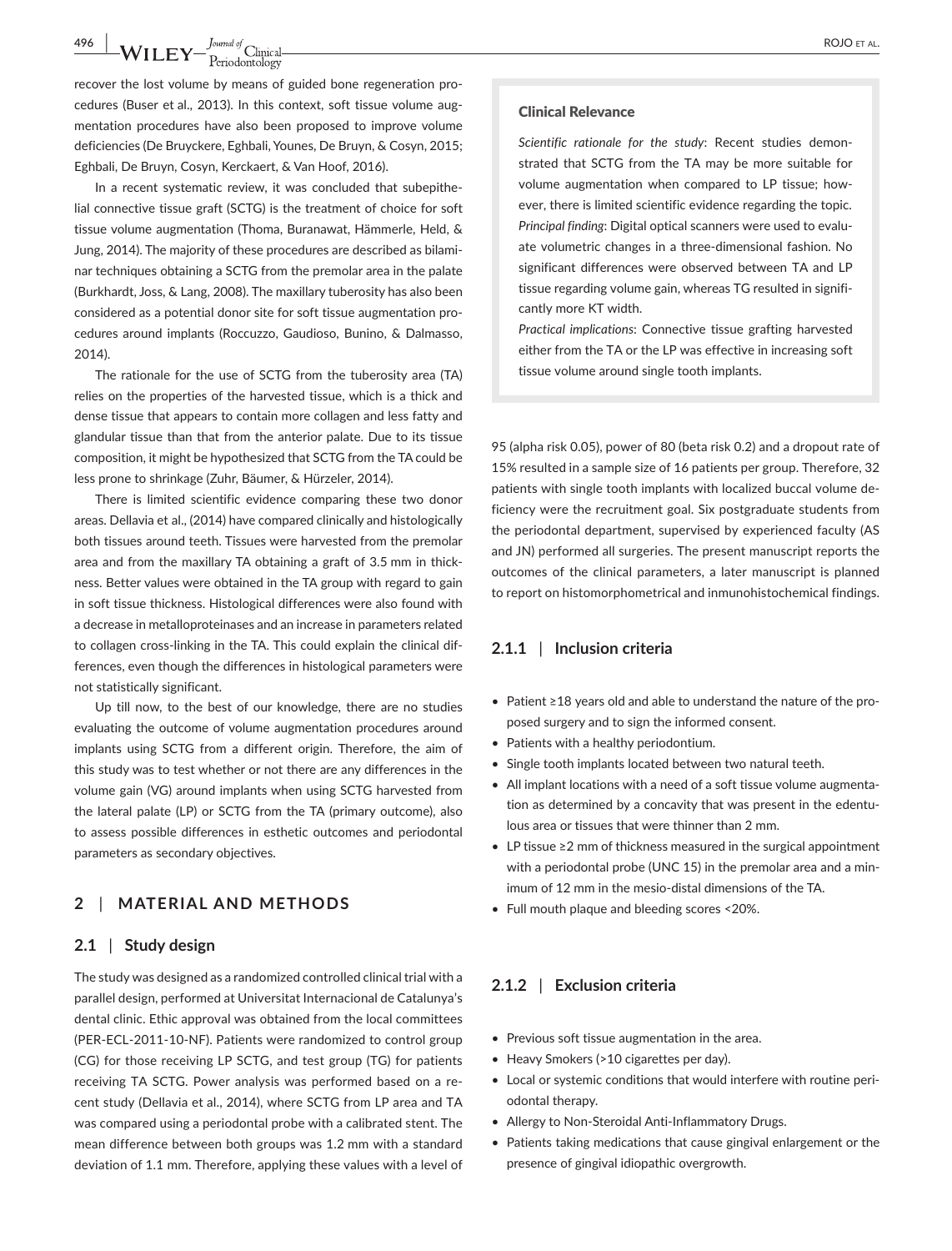recover the lost volume by means of guided bone regeneration procedures (Buser et al., 2013). In this context, soft tissue volume augmentation procedures have also been proposed to improve volume deficiencies (De Bruyckere, Eghbali, Younes, De Bruyn, & Cosyn, 2015; Eghbali, De Bruyn, Cosyn, Kerckaert, & Van Hoof, 2016).

In a recent systematic review, it was concluded that subepithelial connective tissue graft (SCTG) is the treatment of choice for soft tissue volume augmentation (Thoma, Buranawat, Hämmerle, Held, & Jung, 2014). The majority of these procedures are described as bilaminar techniques obtaining a SCTG from the premolar area in the palate (Burkhardt, Joss, & Lang, 2008). The maxillary tuberosity has also been considered as a potential donor site for soft tissue augmentation procedures around implants (Roccuzzo, Gaudioso, Bunino, & Dalmasso, 2014).

The rationale for the use of SCTG from the tuberosity area (TA) relies on the properties of the harvested tissue, which is a thick and dense tissue that appears to contain more collagen and less fatty and glandular tissue than that from the anterior palate. Due to its tissue composition, it might be hypothesized that SCTG from the TA could be less prone to shrinkage (Zuhr, Bäumer, & Hürzeler, 2014).

There is limited scientific evidence comparing these two donor areas. Dellavia et al., (2014) have compared clinically and histologically both tissues around teeth. Tissues were harvested from the premolar area and from the maxillary TA obtaining a graft of 3.5 mm in thickness. Better values were obtained in the TA group with regard to gain in soft tissue thickness. Histological differences were also found with a decrease in metalloproteinases and an increase in parameters related to collagen cross-linking in the TA. This could explain the clinical differences, even though the differences in histological parameters were not statistically significant.

Up till now, to the best of our knowledge, there are no studies evaluating the outcome of volume augmentation procedures around implants using SCTG from a different origin. Therefore, the aim of this study was to test whether or not there are any differences in the volume gain (VG) around implants when using SCTG harvested from the lateral palate (LP) or SCTG from the TA (primary outcome), also to assess possible differences in esthetic outcomes and periodontal parameters as secondary objectives.

> **Clinical Relevance**
>
> *Scientific rationale for the study*: Recent studies demonstrated that SCTG from the TA may be more suitable for volume augmentation when compared to LP tissue; however, there is limited scientific evidence regarding the topic.
> *Principal finding*: Digital optical scanners were used to evaluate volumetric changes in a three-dimensional fashion. No significant differences were observed between TA and LP tissue regarding volume gain, whereas TG resulted in significantly more KT width.
> *Practical implications*: Connective tissue grafting harvested either from the TA or the LP was effective in increasing soft tissue volume around single tooth implants.

## 2 | MATERIAL AND METHODS

### 2.1 | Study design

The study was designed as a randomized controlled clinical trial with a parallel design, performed at Universitat Internacional de Catalunya's dental clinic. Ethic approval was obtained from the local committees (PER-ECL-2011-10-NF). Patients were randomized to control group (CG) for those receiving LP SCTG, and test group (TG) for patients receiving TA SCTG. Power analysis was performed based on a recent study (Dellavia et al., 2014), where SCTG from LP area and TA was compared using a periodontal probe with a calibrated stent. The mean difference between both groups was 1.2 mm with a standard deviation of 1.1 mm. Therefore, applying these values with a level of 95 (alpha risk 0.05), power of 80 (beta risk 0.2) and a dropout rate of 15% resulted in a sample size of 16 patients per group. Therefore, 32 patients with single tooth implants with localized buccal volume deficiency were the recruitment goal. Six postgraduate students from the periodontal department, supervised by experienced faculty (AS and JN) performed all surgeries. The present manuscript reports the outcomes of the clinical parameters, a later manuscript is planned to report on histomorphometrical and inmunohistochemical findings.

#### 2.1.1 | Inclusion criteria

- Patient ≥18 years old and able to understand the nature of the proposed surgery and to sign the informed consent.
- Patients with a healthy periodontium.
- Single tooth implants located between two natural teeth.
- All implant locations with a need of a soft tissue volume augmentation as determined by a concavity that was present in the edentulous area or tissues that were thinner than 2 mm.
- LP tissue ≥2 mm of thickness measured in the surgical appointment with a periodontal probe (UNC 15) in the premolar area and a minimum of 12 mm in the mesio-distal dimensions of the TA.
- Full mouth plaque and bleeding scores <20%.

#### 2.1.2 | Exclusion criteria

- Previous soft tissue augmentation in the area.
- Heavy Smokers (>10 cigarettes per day).
- Local or systemic conditions that would interfere with routine periodontal therapy.
- Allergy to Non-Steroidal Anti-Inflammatory Drugs.
- Patients taking medications that cause gingival enlargement or the presence of gingival idiopathic overgrowth.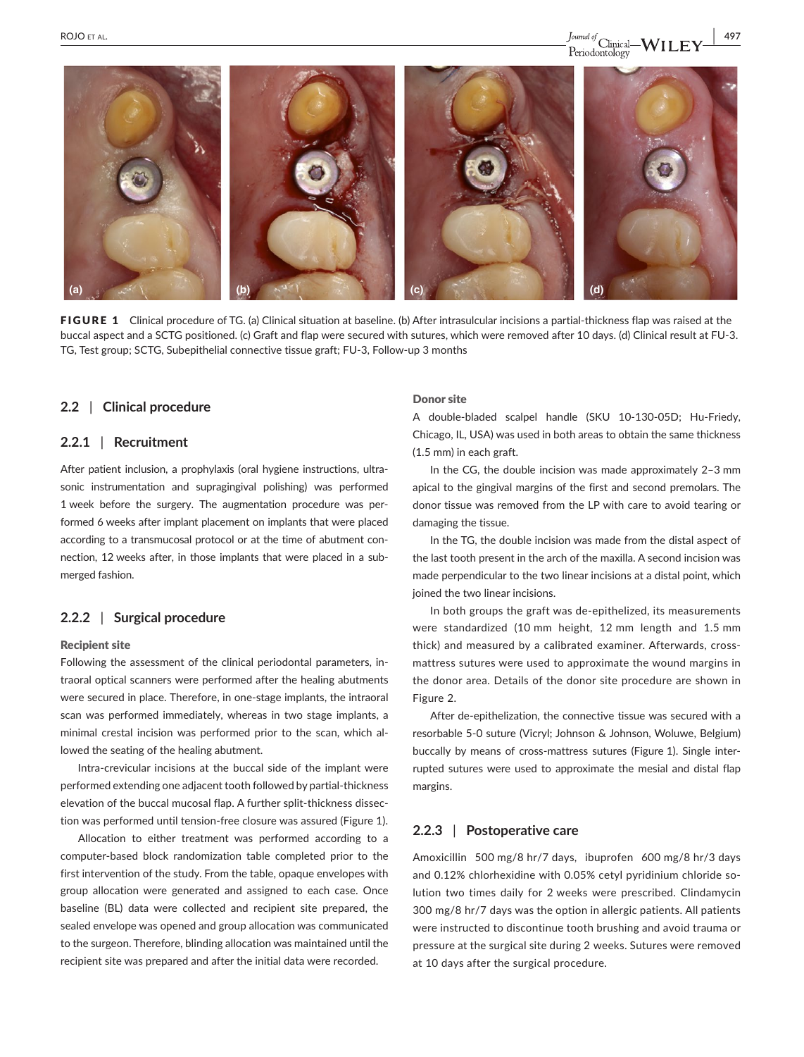**FIGURE 1** Clinical procedure of TG. (a) Clinical situation at baseline. (b) After intrasulcular incisions a partial-thickness flap was raised at the buccal aspect and a SCTG positioned. (c) Graft and flap were secured with sutures, which were removed after 10 days. (d) Clinical result at FU-3. TG, Test group; SCTG, Subepithelial connective tissue graft; FU-3, Follow-up 3 months

## 2.2 | Clinical procedure

### 2.2.1 | Recruitment

After patient inclusion, a prophylaxis (oral hygiene instructions, ultrasonic instrumentation and supragingival polishing) was performed 1 week before the surgery. The augmentation procedure was performed 6 weeks after implant placement on implants that were placed according to a transmucosal protocol or at the time of abutment connection, 12 weeks after, in those implants that were placed in a submerged fashion.

### 2.2.2 | Surgical procedure

**Recipient site**

Following the assessment of the clinical periodontal parameters, intraoral optical scanners were performed after the healing abutments were secured in place. Therefore, in one-stage implants, the intraoral scan was performed immediately, whereas in two stage implants, a minimal crestal incision was performed prior to the scan, which allowed the seating of the healing abutment.

Intra-crevicular incisions at the buccal side of the implant were performed extending one adjacent tooth followed by partial-thickness elevation of the buccal mucosal flap. A further split-thickness dissection was performed until tension-free closure was assured (Figure 1).

Allocation to either treatment was performed according to a computer-based block randomization table completed prior to the first intervention of the study. From the table, opaque envelopes with group allocation were generated and assigned to each case. Once baseline (BL) data were collected and recipient site prepared, the sealed envelope was opened and group allocation was communicated to the surgeon. Therefore, blinding allocation was maintained until the recipient site was prepared and after the initial data were recorded.

**Donor site**

A double-bladed scalpel handle (SKU 10-130-05D; Hu-Friedy, Chicago, IL, USA) was used in both areas to obtain the same thickness (1.5 mm) in each graft.

In the CG, the double incision was made approximately 2–3 mm apical to the gingival margins of the first and second premolars. The donor tissue was removed from the LP with care to avoid tearing or damaging the tissue.

In the TG, the double incision was made from the distal aspect of the last tooth present in the arch of the maxilla. A second incision was made perpendicular to the two linear incisions at a distal point, which joined the two linear incisions.

In both groups the graft was de-epithelized, its measurements were standardized (10 mm height, 12 mm length and 1.5 mm thick) and measured by a calibrated examiner. Afterwards, cross-mattress sutures were used to approximate the wound margins in the donor area. Details of the donor site procedure are shown in Figure 2.

After de-epithelization, the connective tissue was secured with a resorbable 5-0 suture (Vicryl; Johnson & Johnson, Woluwe, Belgium) buccally by means of cross-mattress sutures (Figure 1). Single interrupted sutures were used to approximate the mesial and distal flap margins.

### 2.2.3 | Postoperative care

Amoxicillin 500 mg/8 hr/7 days, ibuprofen 600 mg/8 hr/3 days and 0.12% chlorhexidine with 0.05% cetyl pyridinium chloride solution two times daily for 2 weeks were prescribed. Clindamycin 300 mg/8 hr/7 days was the option in allergic patients. All patients were instructed to discontinue tooth brushing and avoid trauma or pressure at the surgical site during 2 weeks. Sutures were removed at 10 days after the surgical procedure.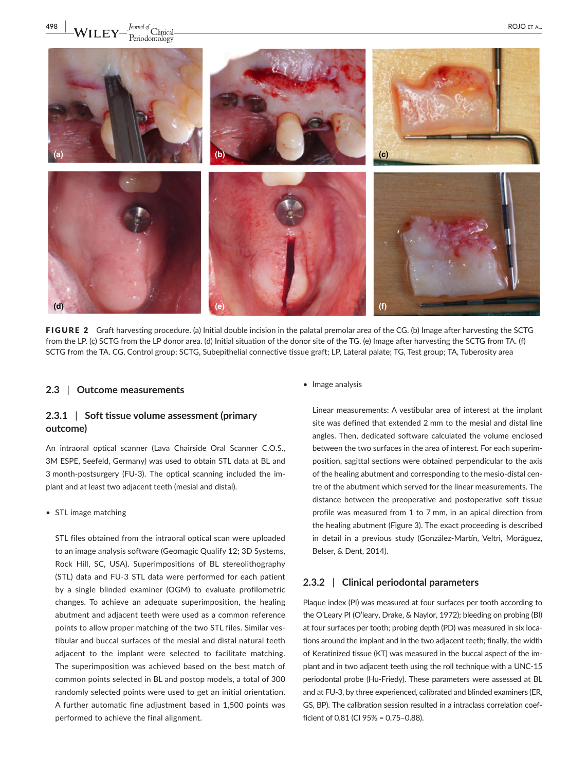FIGURE 2 Graft harvesting procedure. (a) Initial double incision in the palatal premolar area of the CG. (b) Image after harvesting the SCTG from the LP. (c) SCTG from the LP donor area. (d) Initial situation of the donor site of the TG. (e) Image after harvesting the SCTG from TA. (f) SCTG from the TA. CG, Control group; SCTG, Subepithelial connective tissue graft; LP, Lateral palate; TG, Test group; TA, Tuberosity area

### 2.3 | Outcome measurements

#### 2.3.1 | Soft tissue volume assessment (primary outcome)

An intraoral optical scanner (Lava Chairside Oral Scanner C.O.S., 3M ESPE, Seefeld, Germany) was used to obtain STL data at BL and 3 month-postsurgery (FU-3). The optical scanning included the implant and at least two adjacent teeth (mesial and distal).

- STL image matching

  STL files obtained from the intraoral optical scan were uploaded to an image analysis software (Geomagic Qualify 12; 3D Systems, Rock Hill, SC, USA). Superimpositions of BL stereolithography (STL) data and FU-3 STL data were performed for each patient by a single blinded examiner (OGM) to evaluate profilometric changes. To achieve an adequate superimposition, the healing abutment and adjacent teeth were used as a common reference points to allow proper matching of the two STL files. Similar vestibular and buccal surfaces of the mesial and distal natural teeth adjacent to the implant were selected to facilitate matching. The superimposition was achieved based on the best match of common points selected in BL and postop models, a total of 300 randomly selected points were used to get an initial orientation. A further automatic fine adjustment based in 1,500 points was performed to achieve the final alignment.

- Image analysis

  Linear measurements: A vestibular area of interest at the implant site was defined that extended 2 mm to the mesial and distal line angles. Then, dedicated software calculated the volume enclosed between the two surfaces in the area of interest. For each superimposition, sagittal sections were obtained perpendicular to the axis of the healing abutment and corresponding to the mesio-distal centre of the abutment which served for the linear measurements. The distance between the preoperative and postoperative soft tissue profile was measured from 1 to 7 mm, in an apical direction from the healing abutment (Figure 3). The exact proceeding is described in detail in a previous study (González-Martín, Veltri, Moráguez, Belser, & Dent, 2014).

#### 2.3.2 | Clinical periodontal parameters

Plaque index (PI) was measured at four surfaces per tooth according to the O'Leary PI (O'leary, Drake, & Naylor, 1972); bleeding on probing (BI) at four surfaces per tooth; probing depth (PD) was measured in six locations around the implant and in the two adjacent teeth; finally, the width of Keratinized tissue (KT) was measured in the buccal aspect of the implant and in two adjacent teeth using the roll technique with a UNC-15 periodontal probe (Hu-Friedy). These parameters were assessed at BL and at FU-3, by three experienced, calibrated and blinded examiners (ER, GS, BP). The calibration session resulted in a intraclass correlation coefficient of 0.81 (CI 95% = 0.75–0.88).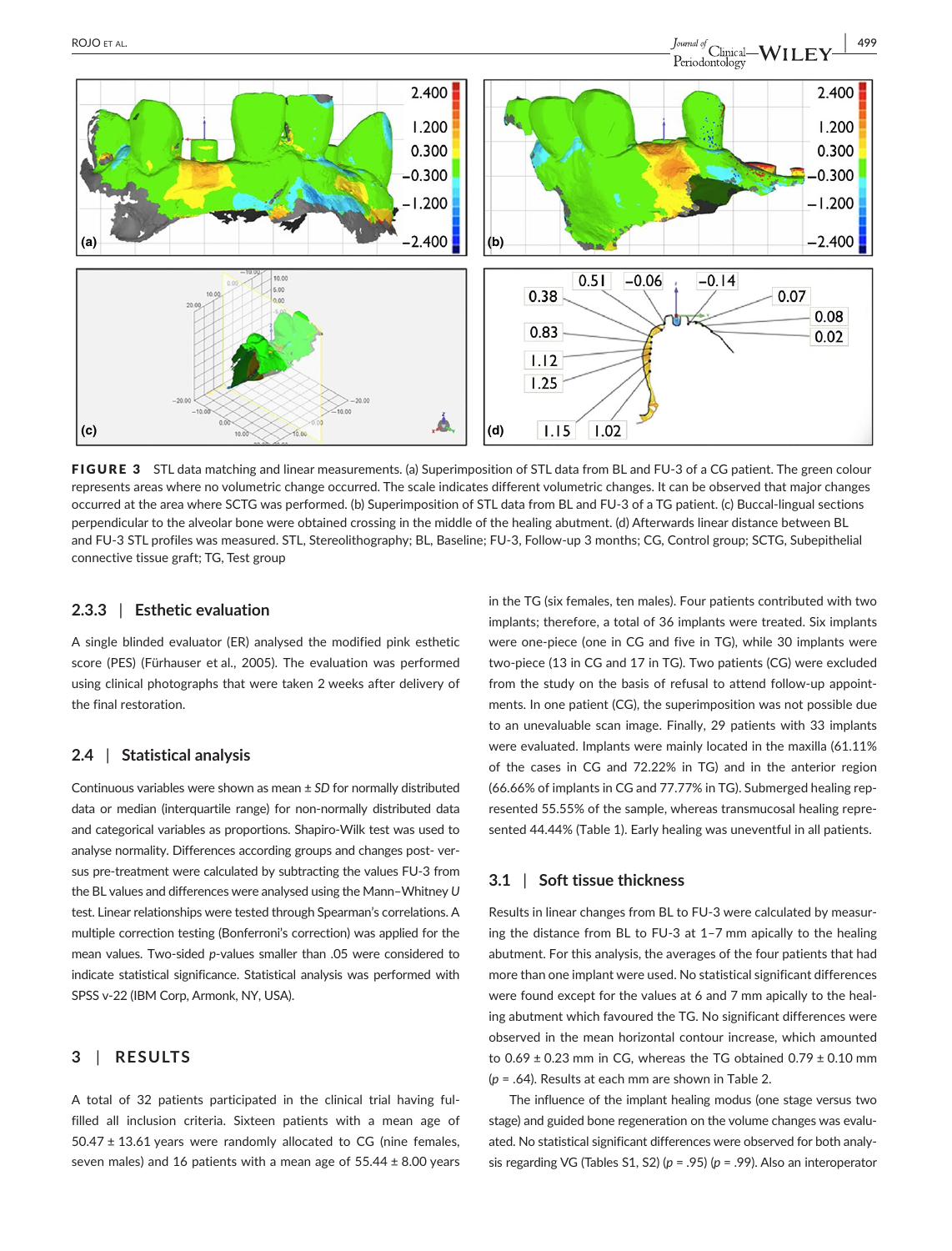**FIGURE 3** STL data matching and linear measurements. (a) Superimposition of STL data from BL and FU-3 of a CG patient. The green colour represents areas where no volumetric change occurred. The scale indicates different volumetric changes. It can be observed that major changes occurred at the area where SCTG was performed. (b) Superimposition of STL data from BL and FU-3 of a TG patient. (c) Buccal-lingual sections perpendicular to the alveolar bone were obtained crossing in the middle of the healing abutment. (d) Afterwards linear distance between BL and FU-3 STL profiles was measured. STL, Stereolithography; BL, Baseline; FU-3, Follow-up 3 months; CG, Control group; SCTG, Subepithelial connective tissue graft; TG, Test group

### 2.3.3 | Esthetic evaluation

A single blinded evaluator (ER) analysed the modified pink esthetic score (PES) (Fürhauser et al., 2005). The evaluation was performed using clinical photographs that were taken 2 weeks after delivery of the final restoration.

## 2.4 | Statistical analysis

Continuous variables were shown as mean ± *SD* for normally distributed data or median (interquartile range) for non-normally distributed data and categorical variables as proportions. Shapiro-Wilk test was used to analyse normality. Differences according groups and changes post- versus pre-treatment were calculated by subtracting the values FU-3 from the BL values and differences were analysed using the Mann–Whitney *U* test. Linear relationships were tested through Spearman's correlations. A multiple correction testing (Bonferroni's correction) was applied for the mean values. Two-sided *p*-values smaller than .05 were considered to indicate statistical significance. Statistical analysis was performed with SPSS v-22 (IBM Corp, Armonk, NY, USA).

# 3 | RESULTS

A total of 32 patients participated in the clinical trial having fulfilled all inclusion criteria. Sixteen patients with a mean age of 50.47 ± 13.61 years were randomly allocated to CG (nine females, seven males) and 16 patients with a mean age of 55.44 ± 8.00 years in the TG (six females, ten males). Four patients contributed with two implants; therefore, a total of 36 implants were treated. Six implants were one-piece (one in CG and five in TG), while 30 implants were two-piece (13 in CG and 17 in TG). Two patients (CG) were excluded from the study on the basis of refusal to attend follow-up appointments. In one patient (CG), the superimposition was not possible due to an unevaluable scan image. Finally, 29 patients with 33 implants were evaluated. Implants were mainly located in the maxilla (61.11% of the cases in CG and 72.22% in TG) and in the anterior region (66.66% of implants in CG and 77.77% in TG). Submerged healing represented 55.55% of the sample, whereas transmucosal healing represented 44.44% (Table 1). Early healing was uneventful in all patients.

## 3.1 | Soft tissue thickness

Results in linear changes from BL to FU-3 were calculated by measuring the distance from BL to FU-3 at 1–7 mm apically to the healing abutment. For this analysis, the averages of the four patients that had more than one implant were used. No statistical significant differences were found except for the values at 6 and 7 mm apically to the healing abutment which favoured the TG. No significant differences were observed in the mean horizontal contour increase, which amounted to 0.69 ± 0.23 mm in CG, whereas the TG obtained 0.79 ± 0.10 mm (*p* = .64). Results at each mm are shown in Table 2.

The influence of the implant healing modus (one stage versus two stage) and guided bone regeneration on the volume changes was evaluated. No statistical significant differences were observed for both analysis regarding VG (Tables S1, S2) (*p* = .95) (*p* = .99). Also an interoperator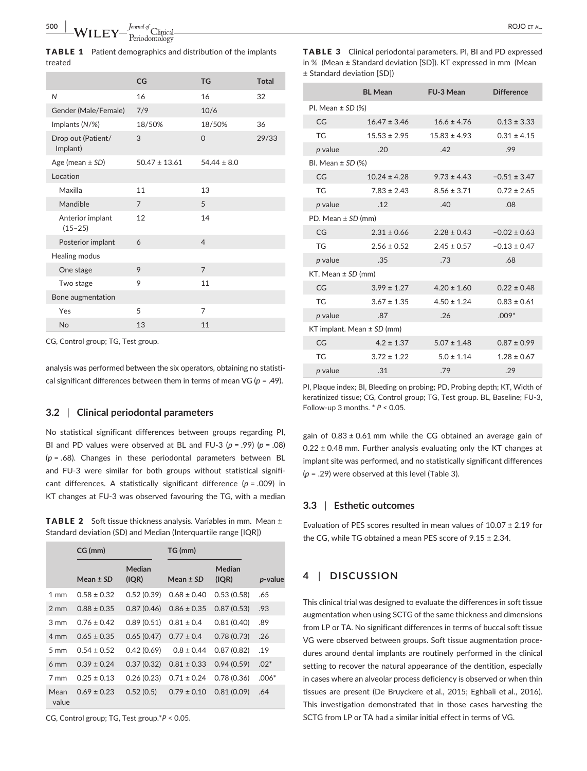**TABLE 1** Patient demographics and distribution of the implants treated

| | CG | TG | Total |
|---|---|---|---|
| N | 16 | 16 | 32 |
| Gender (Male/Female) | 7/9 | 10/6 | |
| Implants (N/%) | 18/50% | 18/50% | 36 |
| Drop out (Patient/ Implant) | 3 | 0 | 29/33 |
| Age (mean ± SD) | 50.47 ± 13.61 | 54.44 ± 8.0 | |
| Location | | | |
| Maxilla | 11 | 13 | |
| Mandible | 7 | 5 | |
| Anterior implant (15–25) | 12 | 14 | |
| Posterior implant | 6 | 4 | |
| Healing modus | | | |
| One stage | 9 | 7 | |
| Two stage | 9 | 11 | |
| Bone augmentation | | | |
| Yes | 5 | 7 | |
| No | 13 | 11 | |

CG, Control group; TG, Test group.

analysis was performed between the six operators, obtaining no statistical significant differences between them in terms of mean VG ($p = .49$).

### 3.2 | Clinical periodontal parameters

No statistical significant differences between groups regarding PI, BI and PD values were observed at BL and FU-3 ($p = .99$) ($p = .08$) ($p = .68$). Changes in these periodontal parameters between BL and FU-3 were similar for both groups without statistical significant differences. A statistically significant difference ($p = .009$) in KT changes at FU-3 was observed favouring the TG, with a median gain of 0.83 ± 0.61 mm while the CG obtained an average gain of 0.22 ± 0.48 mm. Further analysis evaluating only the KT changes at implant site was performed, and no statistically significant differences ($p = .29$) were observed at this level (Table 3).

**TABLE 2** Soft tissue thickness analysis. Variables in mm. Mean ± Standard deviation (SD) and Median (Interquartile range [IQR])

| | CG (mm) | | TG (mm) | | |
|---|---|---|---|---|---|
| | Mean ± SD | Median (IQR) | Mean ± SD | Median (IQR) | p-value |
| 1 mm | 0.58 ± 0.32 | 0.52 (0.39) | 0.68 ± 0.40 | 0.53 (0.58) | .65 |
| 2 mm | 0.88 ± 0.35 | 0.87 (0.46) | 0.86 ± 0.35 | 0.87 (0.53) | .93 |
| 3 mm | 0.76 ± 0.42 | 0.89 (0.51) | 0.81 ± 0.4 | 0.81 (0.40) | .89 |
| 4 mm | 0.65 ± 0.35 | 0.65 (0.47) | 0.77 ± 0.4 | 0.78 (0.73) | .26 |
| 5 mm | 0.54 ± 0.52 | 0.42 (0.69) | 0.8 ± 0.44 | 0.87 (0.82) | .19 |
| 6 mm | 0.39 ± 0.24 | 0.37 (0.32) | 0.81 ± 0.33 | 0.94 (0.59) | .02* |
| 7 mm | 0.25 ± 0.13 | 0.26 (0.23) | 0.71 ± 0.24 | 0.78 (0.36) | .006* |
| Mean value | 0.69 ± 0.23 | 0.52 (0.5) | 0.79 ± 0.10 | 0.81 (0.09) | .64 |

CG, Control group; TG, Test group.*P < 0.05.

**TABLE 3** Clinical periodontal parameters. PI, BI and PD expressed in % (Mean ± Standard deviation [SD]). KT expressed in mm (Mean ± Standard deviation [SD])

| | BL Mean | FU-3 Mean | Difference |
|---|---|---|---|
| PI. Mean ± SD (%) | | | |
| CG | 16.47 ± 3.46 | 16.6 ± 4.76 | 0.13 ± 3.33 |
| TG | 15.53 ± 2.95 | 15.83 ± 4.93 | 0.31 ± 4.15 |
| p value | .20 | .42 | .99 |
| BI. Mean ± SD (%) | | | |
| CG | 10.24 ± 4.28 | 9.73 ± 4.43 | −0.51 ± 3.47 |
| TG | 7.83 ± 2.43 | 8.56 ± 3.71 | 0.72 ± 2.65 |
| p value | .12 | .40 | .08 |
| PD. Mean ± SD (mm) | | | |
| CG | 2.31 ± 0.66 | 2.28 ± 0.43 | −0.02 ± 0.63 |
| TG | 2.56 ± 0.52 | 2.45 ± 0.57 | −0.13 ± 0.47 |
| p value | .35 | .73 | .68 |
| KT. Mean ± SD (mm) | | | |
| CG | 3.99 ± 1.27 | 4.20 ± 1.60 | 0.22 ± 0.48 |
| TG | 3.67 ± 1.35 | 4.50 ± 1.24 | 0.83 ± 0.61 |
| p value | .87 | .26 | .009* |
| KT implant. Mean ± SD (mm) | | | |
| CG | 4.2 ± 1.37 | 5.07 ± 1.48 | 0.87 ± 0.99 |
| TG | 3.72 ± 1.22 | 5.0 ± 1.14 | 1.28 ± 0.67 |
| p value | .31 | .79 | .29 |

PI, Plaque index; BI, Bleeding on probing; PD, Probing depth; KT, Width of keratinized tissue; CG, Control group; TG, Test group. BL, Baseline; FU-3, Follow-up 3 months. * P < 0.05.

### 3.3 | Esthetic outcomes

Evaluation of PES scores resulted in mean values of 10.07 ± 2.19 for the CG, while TG obtained a mean PES score of 9.15 ± 2.34.

## 4 | DISCUSSION

This clinical trial was designed to evaluate the differences in soft tissue augmentation when using SCTG of the same thickness and dimensions from LP or TA. No significant differences in terms of buccal soft tissue VG were observed between groups. Soft tissue augmentation procedures around dental implants are routinely performed in the clinical setting to recover the natural appearance of the dentition, especially in cases where an alveolar process deficiency is observed or when thin tissues are present (De Bruyckere et al., 2015; Eghbali et al., 2016). This investigation demonstrated that in those cases harvesting the SCTG from LP or TA had a similar initial effect in terms of VG.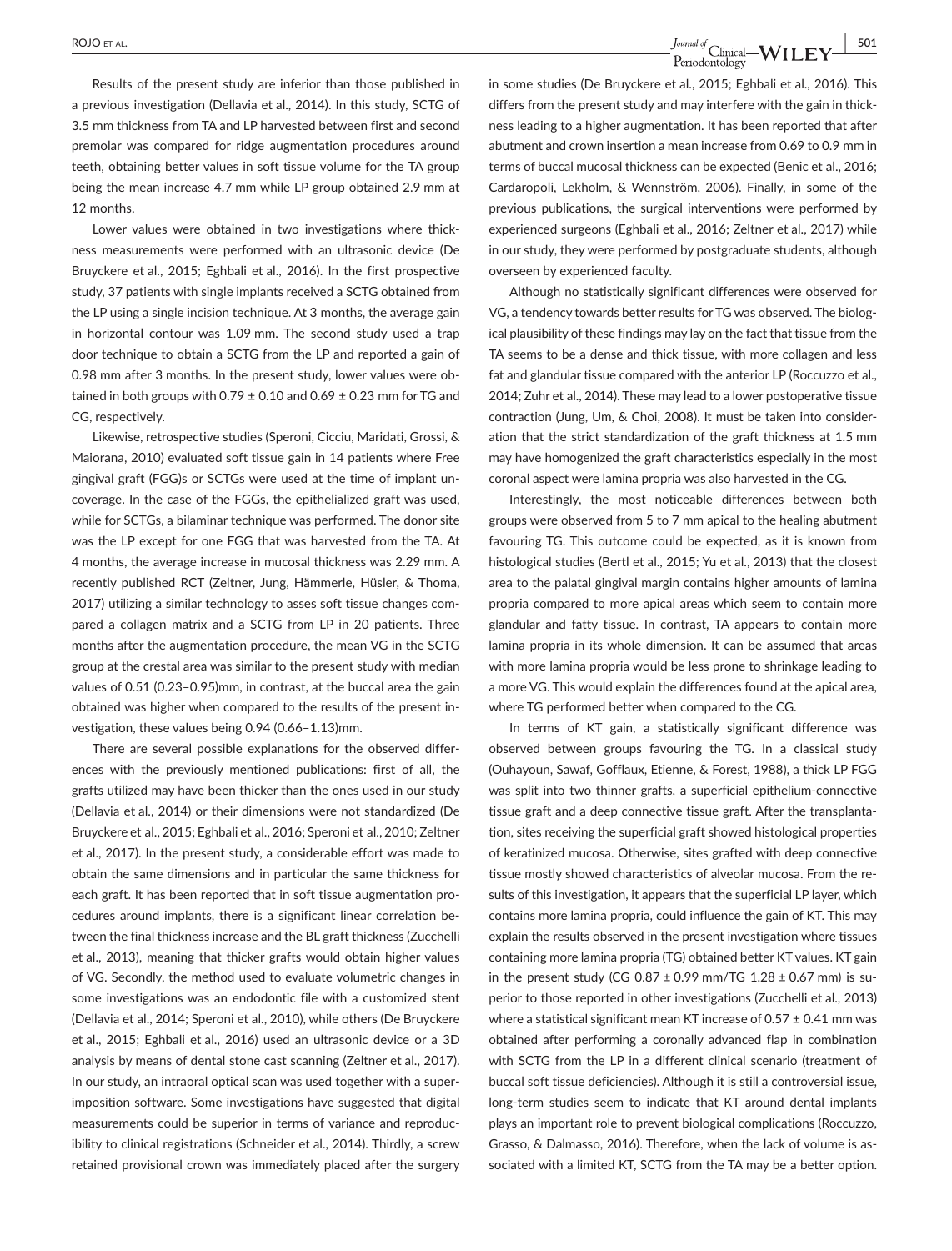Results of the present study are inferior than those published in a previous investigation (Dellavia et al., 2014). In this study, SCTG of 3.5 mm thickness from TA and LP harvested between first and second premolar was compared for ridge augmentation procedures around teeth, obtaining better values in soft tissue volume for the TA group being the mean increase 4.7 mm while LP group obtained 2.9 mm at 12 months.

Lower values were obtained in two investigations where thickness measurements were performed with an ultrasonic device (De Bruyckere et al., 2015; Eghbali et al., 2016). In the first prospective study, 37 patients with single implants received a SCTG obtained from the LP using a single incision technique. At 3 months, the average gain in horizontal contour was 1.09 mm. The second study used a trap door technique to obtain a SCTG from the LP and reported a gain of 0.98 mm after 3 months. In the present study, lower values were obtained in both groups with 0.79 ± 0.10 and 0.69 ± 0.23 mm for TG and CG, respectively.

Likewise, retrospective studies (Speroni, Cicciu, Maridati, Grossi, & Maiorana, 2010) evaluated soft tissue gain in 14 patients where Free gingival graft (FGG)s or SCTGs were used at the time of implant uncoverage. In the case of the FGGs, the epithelialized graft was used, while for SCTGs, a bilaminar technique was performed. The donor site was the LP except for one FGG that was harvested from the TA. At 4 months, the average increase in mucosal thickness was 2.29 mm. A recently published RCT (Zeltner, Jung, Hämmerle, Hüsler, & Thoma, 2017) utilizing a similar technology to asses soft tissue changes compared a collagen matrix and a SCTG from LP in 20 patients. Three months after the augmentation procedure, the mean VG in the SCTG group at the crestal area was similar to the present study with median values of 0.51 (0.23–0.95)mm, in contrast, at the buccal area the gain obtained was higher when compared to the results of the present investigation, these values being 0.94 (0.66–1.13)mm.

There are several possible explanations for the observed differences with the previously mentioned publications: first of all, the grafts utilized may have been thicker than the ones used in our study (Dellavia et al., 2014) or their dimensions were not standardized (De Bruyckere et al., 2015; Eghbali et al., 2016; Speroni et al., 2010; Zeltner et al., 2017). In the present study, a considerable effort was made to obtain the same dimensions and in particular the same thickness for each graft. It has been reported that in soft tissue augmentation procedures around implants, there is a significant linear correlation between the final thickness increase and the BL graft thickness (Zucchelli et al., 2013), meaning that thicker grafts would obtain higher values of VG. Secondly, the method used to evaluate volumetric changes in some investigations was an endodontic file with a customized stent (Dellavia et al., 2014; Speroni et al., 2010), while others (De Bruyckere et al., 2015; Eghbali et al., 2016) used an ultrasonic device or a 3D analysis by means of dental stone cast scanning (Zeltner et al., 2017). In our study, an intraoral optical scan was used together with a superimposition software. Some investigations have suggested that digital measurements could be superior in terms of variance and reproducibility to clinical registrations (Schneider et al., 2014). Thirdly, a screw retained provisional crown was immediately placed after the surgery in some studies (De Bruyckere et al., 2015; Eghbali et al., 2016). This differs from the present study and may interfere with the gain in thickness leading to a higher augmentation. It has been reported that after abutment and crown insertion a mean increase from 0.69 to 0.9 mm in terms of buccal mucosal thickness can be expected (Benic et al., 2016; Cardaropoli, Lekholm, & Wennström, 2006). Finally, in some of the previous publications, the surgical interventions were performed by experienced surgeons (Eghbali et al., 2016; Zeltner et al., 2017) while in our study, they were performed by postgraduate students, although overseen by experienced faculty.

Although no statistically significant differences were observed for VG, a tendency towards better results for TG was observed. The biological plausibility of these findings may lay on the fact that tissue from the TA seems to be a dense and thick tissue, with more collagen and less fat and glandular tissue compared with the anterior LP (Roccuzzo et al., 2014; Zuhr et al., 2014). These may lead to a lower postoperative tissue contraction (Jung, Um, & Choi, 2008). It must be taken into consideration that the strict standardization of the graft thickness at 1.5 mm may have homogenized the graft characteristics especially in the most coronal aspect were lamina propria was also harvested in the CG.

Interestingly, the most noticeable differences between both groups were observed from 5 to 7 mm apical to the healing abutment favouring TG. This outcome could be expected, as it is known from histological studies (Bertl et al., 2015; Yu et al., 2013) that the closest area to the palatal gingival margin contains higher amounts of lamina propria compared to more apical areas which seem to contain more glandular and fatty tissue. In contrast, TA appears to contain more lamina propria in its whole dimension. It can be assumed that areas with more lamina propria would be less prone to shrinkage leading to a more VG. This would explain the differences found at the apical area, where TG performed better when compared to the CG.

In terms of KT gain, a statistically significant difference was observed between groups favouring the TG. In a classical study (Ouhayoun, Sawaf, Gofflaux, Etienne, & Forest, 1988), a thick LP FGG was split into two thinner grafts, a superficial epithelium-connective tissue graft and a deep connective tissue graft. After the transplantation, sites receiving the superficial graft showed histological properties of keratinized mucosa. Otherwise, sites grafted with deep connective tissue mostly showed characteristics of alveolar mucosa. From the results of this investigation, it appears that the superficial LP layer, which contains more lamina propria, could influence the gain of KT. This may explain the results observed in the present investigation where tissues containing more lamina propria (TG) obtained better KT values. KT gain in the present study (CG 0.87 ± 0.99 mm/TG 1.28 ± 0.67 mm) is superior to those reported in other investigations (Zucchelli et al., 2013) where a statistical significant mean KT increase of 0.57 ± 0.41 mm was obtained after performing a coronally advanced flap in combination with SCTG from the LP in a different clinical scenario (treatment of buccal soft tissue deficiencies). Although it is still a controversial issue, long-term studies seem to indicate that KT around dental implants plays an important role to prevent biological complications (Roccuzzo, Grasso, & Dalmasso, 2016). Therefore, when the lack of volume is associated with a limited KT, SCTG from the TA may be a better option.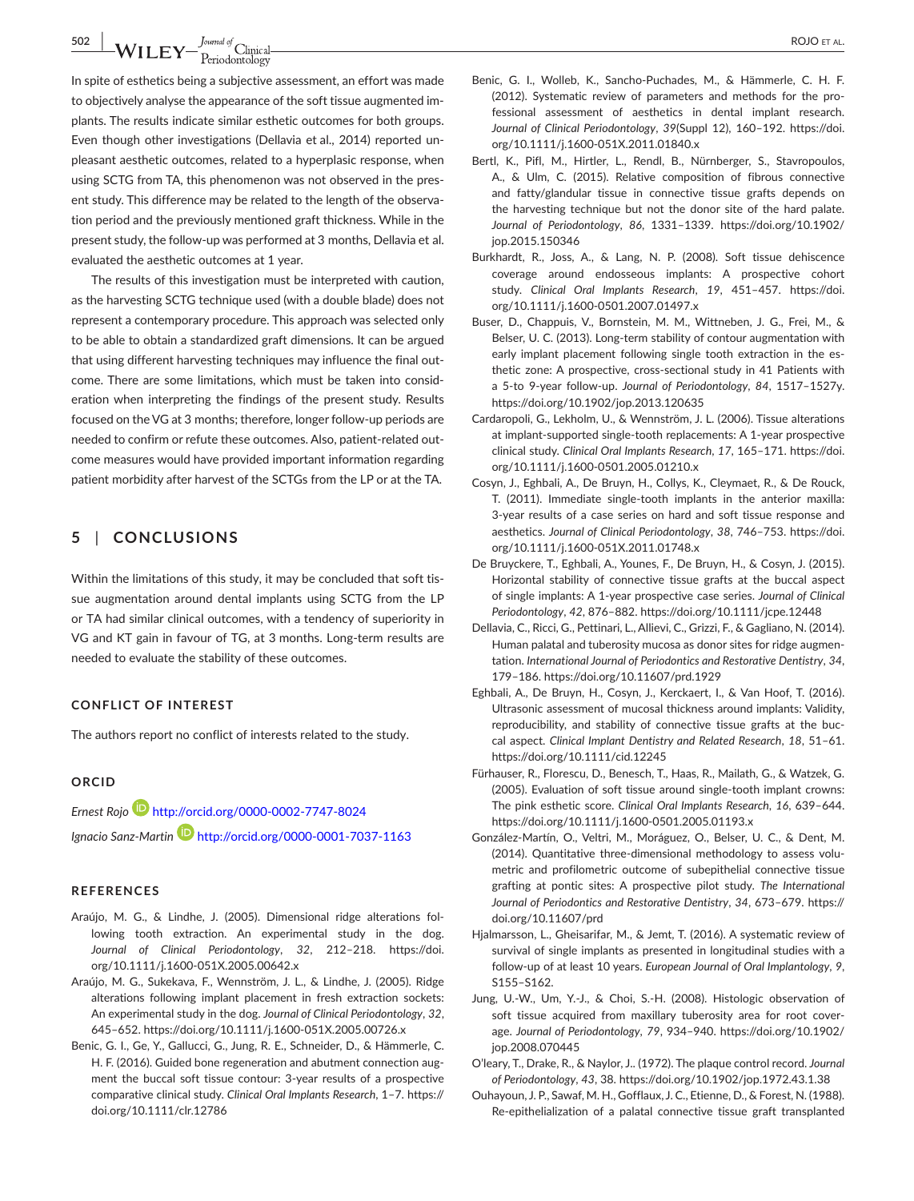In spite of esthetics being a subjective assessment, an effort was made to objectively analyse the appearance of the soft tissue augmented implants. The results indicate similar esthetic outcomes for both groups. Even though other investigations (Dellavia et al., 2014) reported unpleasant aesthetic outcomes, related to a hyperplasic response, when using SCTG from TA, this phenomenon was not observed in the present study. This difference may be related to the length of the observation period and the previously mentioned graft thickness. While in the present study, the follow-up was performed at 3 months, Dellavia et al. evaluated the aesthetic outcomes at 1 year.

The results of this investigation must be interpreted with caution, as the harvesting SCTG technique used (with a double blade) does not represent a contemporary procedure. This approach was selected only to be able to obtain a standardized graft dimensions. It can be argued that using different harvesting techniques may influence the final outcome. There are some limitations, which must be taken into consideration when interpreting the findings of the present study. Results focused on the VG at 3 months; therefore, longer follow-up periods are needed to confirm or refute these outcomes. Also, patient-related outcome measures would have provided important information regarding patient morbidity after harvest of the SCTGs from the LP or at the TA.

## 5 | CONCLUSIONS

Within the limitations of this study, it may be concluded that soft tissue augmentation around dental implants using SCTG from the LP or TA had similar clinical outcomes, with a tendency of superiority in VG and KT gain in favour of TG, at 3 months. Long-term results are needed to evaluate the stability of these outcomes.

### CONFLICT OF INTEREST

The authors report no conflict of interests related to the study.

### ORCID

*Ernest Rojo* http://orcid.org/0000-0002-7747-8024

*Ignacio Sanz-Martin* http://orcid.org/0000-0001-7037-1163

### REFERENCES

Araújo, M. G., & Lindhe, J. (2005). Dimensional ridge alterations following tooth extraction. An experimental study in the dog. *Journal of Clinical Periodontology*, *32*, 212–218. https://doi.org/10.1111/j.1600-051X.2005.00642.x

Araújo, M. G., Sukekava, F., Wennström, J. L., & Lindhe, J. (2005). Ridge alterations following implant placement in fresh extraction sockets: An experimental study in the dog. *Journal of Clinical Periodontology*, *32*, 645–652. https://doi.org/10.1111/j.1600-051X.2005.00726.x

Benic, G. I., Ge, Y., Gallucci, G., Jung, R. E., Schneider, D., & Hämmerle, C. H. F. (2016). Guided bone regeneration and abutment connection augment the buccal soft tissue contour: 3-year results of a prospective comparative clinical study. *Clinical Oral Implants Research*, 1–7. https://doi.org/10.1111/clr.12786

Benic, G. I., Wolleb, K., Sancho-Puchades, M., & Hämmerle, C. H. F. (2012). Systematic review of parameters and methods for the professional assessment of aesthetics in dental implant research. *Journal of Clinical Periodontology*, *39*(Suppl 12), 160–192. https://doi.org/10.1111/j.1600-051X.2011.01840.x

Bertl, K., Pifl, M., Hirtler, L., Rendl, B., Nürnberger, S., Stavropoulos, A., & Ulm, C. (2015). Relative composition of fibrous connective and fatty/glandular tissue in connective tissue grafts depends on the harvesting technique but not the donor site of the hard palate. *Journal of Periodontology*, *86*, 1331–1339. https://doi.org/10.1902/jop.2015.150346

Burkhardt, R., Joss, A., & Lang, N. P. (2008). Soft tissue dehiscence coverage around endosseous implants: A prospective cohort study. *Clinical Oral Implants Research*, *19*, 451–457. https://doi.org/10.1111/j.1600-0501.2007.01497.x

Buser, D., Chappuis, V., Bornstein, M. M., Wittneben, J. G., Frei, M., & Belser, U. C. (2013). Long-term stability of contour augmentation with early implant placement following single tooth extraction in the esthetic zone: A prospective, cross-sectional study in 41 Patients with a 5-to 9-year follow-up. *Journal of Periodontology*, *84*, 1517–1527y. https://doi.org/10.1902/jop.2013.120635

Cardaropoli, G., Lekholm, U., & Wennström, J. L. (2006). Tissue alterations at implant-supported single-tooth replacements: A 1-year prospective clinical study. *Clinical Oral Implants Research*, *17*, 165–171. https://doi.org/10.1111/j.1600-0501.2005.01210.x

Cosyn, J., Eghbali, A., De Bruyn, H., Collys, K., Cleymaet, R., & De Rouck, T. (2011). Immediate single-tooth implants in the anterior maxilla: 3-year results of a case series on hard and soft tissue response and aesthetics. *Journal of Clinical Periodontology*, *38*, 746–753. https://doi.org/10.1111/j.1600-051X.2011.01748.x

De Bruyckere, T., Eghbali, A., Younes, F., De Bruyn, H., & Cosyn, J. (2015). Horizontal stability of connective tissue grafts at the buccal aspect of single implants: A 1-year prospective case series. *Journal of Clinical Periodontology*, *42*, 876–882. https://doi.org/10.1111/jcpe.12448

Dellavia, C., Ricci, G., Pettinari, L., Allievi, C., Grizzi, F., & Gagliano, N. (2014). Human palatal and tuberosity mucosa as donor sites for ridge augmentation. *International Journal of Periodontics and Restorative Dentistry*, *34*, 179–186. https://doi.org/10.11607/prd.1929

Eghbali, A., De Bruyn, H., Cosyn, J., Kerckaert, I., & Van Hoof, T. (2016). Ultrasonic assessment of mucosal thickness around implants: Validity, reproducibility, and stability of connective tissue grafts at the buccal aspect. *Clinical Implant Dentistry and Related Research*, *18*, 51–61. https://doi.org/10.1111/cid.12245

Fürhauser, R., Florescu, D., Benesch, T., Haas, R., Mailath, G., & Watzek, G. (2005). Evaluation of soft tissue around single-tooth implant crowns: The pink esthetic score. *Clinical Oral Implants Research*, *16*, 639–644. https://doi.org/10.1111/j.1600-0501.2005.01193.x

González-Martín, O., Veltri, M., Moráguez, O., Belser, U. C., & Dent, M. (2014). Quantitative three-dimensional methodology to assess volumetric and profilometric outcome of subepithelial connective tissue grafting at pontic sites: A prospective pilot study. *The International Journal of Periodontics and Restorative Dentistry*, *34*, 673–679. https://doi.org/10.11607/prd

Hjalmarsson, L., Gheisarifar, M., & Jemt, T. (2016). A systematic review of survival of single implants as presented in longitudinal studies with a follow-up of at least 10 years. *European Journal of Oral Implantology*, *9*, S155–S162.

Jung, U.-W., Um, Y.-J., & Choi, S.-H. (2008). Histologic observation of soft tissue acquired from maxillary tuberosity area for root coverage. *Journal of Periodontology*, *79*, 934–940. https://doi.org/10.1902/jop.2008.070445

O'leary, T., Drake, R., & Naylor, J.. (1972). The plaque control record. *Journal of Periodontology*, *43*, 38. https://doi.org/10.1902/jop.1972.43.1.38

Ouhayoun, J. P., Sawaf, M. H., Gofflaux, J. C., Etienne, D., & Forest, N. (1988). Re-epithelialization of a palatal connective tissue graft transplanted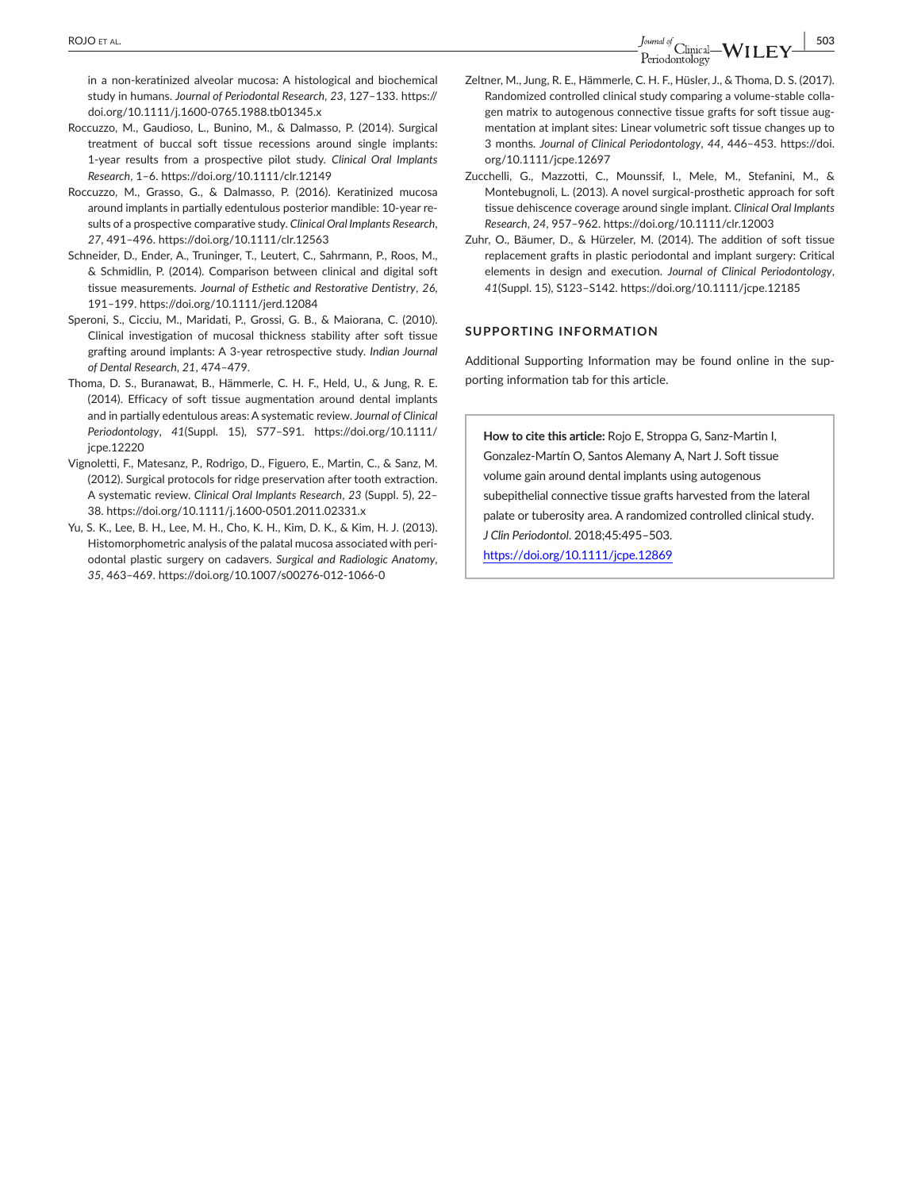in a non-keratinized alveolar mucosa: A histological and biochemical study in humans. *Journal of Periodontal Research*, *23*, 127–133. https://doi.org/10.1111/j.1600-0765.1988.tb01345.x

Roccuzzo, M., Gaudioso, L., Bunino, M., & Dalmasso, P. (2014). Surgical treatment of buccal soft tissue recessions around single implants: 1-year results from a prospective pilot study. *Clinical Oral Implants Research*, 1–6. https://doi.org/10.1111/clr.12149

Roccuzzo, M., Grasso, G., & Dalmasso, P. (2016). Keratinized mucosa around implants in partially edentulous posterior mandible: 10-year results of a prospective comparative study. *Clinical Oral Implants Research*, *27*, 491–496. https://doi.org/10.1111/clr.12563

Schneider, D., Ender, A., Truninger, T., Leutert, C., Sahrmann, P., Roos, M., & Schmidlin, P. (2014). Comparison between clinical and digital soft tissue measurements. *Journal of Esthetic and Restorative Dentistry*, *26*, 191–199. https://doi.org/10.1111/jerd.12084

Speroni, S., Cicciu, M., Maridati, P., Grossi, G. B., & Maiorana, C. (2010). Clinical investigation of mucosal thickness stability after soft tissue grafting around implants: A 3-year retrospective study. *Indian Journal of Dental Research*, *21*, 474–479.

Thoma, D. S., Buranawat, B., Hämmerle, C. H. F., Held, U., & Jung, R. E. (2014). Efficacy of soft tissue augmentation around dental implants and in partially edentulous areas: A systematic review. *Journal of Clinical Periodontology*, *41*(Suppl. 15), S77–S91. https://doi.org/10.1111/jcpe.12220

Vignoletti, F., Matesanz, P., Rodrigo, D., Figuero, E., Martin, C., & Sanz, M. (2012). Surgical protocols for ridge preservation after tooth extraction. A systematic review. *Clinical Oral Implants Research*, *23* (Suppl. 5), 22–38. https://doi.org/10.1111/j.1600-0501.2011.02331.x

Yu, S. K., Lee, B. H., Lee, M. H., Cho, K. H., Kim, D. K., & Kim, H. J. (2013). Histomorphometric analysis of the palatal mucosa associated with periodontal plastic surgery on cadavers. *Surgical and Radiologic Anatomy*, *35*, 463–469. https://doi.org/10.1007/s00276-012-1066-0

Zeltner, M., Jung, R. E., Hämmerle, C. H. F., Hüsler, J., & Thoma, D. S. (2017). Randomized controlled clinical study comparing a volume-stable collagen matrix to autogenous connective tissue grafts for soft tissue augmentation at implant sites: Linear volumetric soft tissue changes up to 3 months. *Journal of Clinical Periodontology*, *44*, 446–453. https://doi.org/10.1111/jcpe.12697

Zucchelli, G., Mazzotti, C., Mounssif, I., Mele, M., Stefanini, M., & Montebugnoli, L. (2013). A novel surgical-prosthetic approach for soft tissue dehiscence coverage around single implant. *Clinical Oral Implants Research*, *24*, 957–962. https://doi.org/10.1111/clr.12003

Zuhr, O., Bäumer, D., & Hürzeler, M. (2014). The addition of soft tissue replacement grafts in plastic periodontal and implant surgery: Critical elements in design and execution. *Journal of Clinical Periodontology*, *41*(Suppl. 15), S123–S142. https://doi.org/10.1111/jcpe.12185

## SUPPORTING INFORMATION

Additional Supporting Information may be found online in the supporting information tab for this article.

**How to cite this article:** Rojo E, Stroppa G, Sanz-Martin I, Gonzalez-Martín O, Santos Alemany A, Nart J. Soft tissue volume gain around dental implants using autogenous subepithelial connective tissue grafts harvested from the lateral palate or tuberosity area. A randomized controlled clinical study. *J Clin Periodontol*. 2018;45:495–503. https://doi.org/10.1111/jcpe.12869